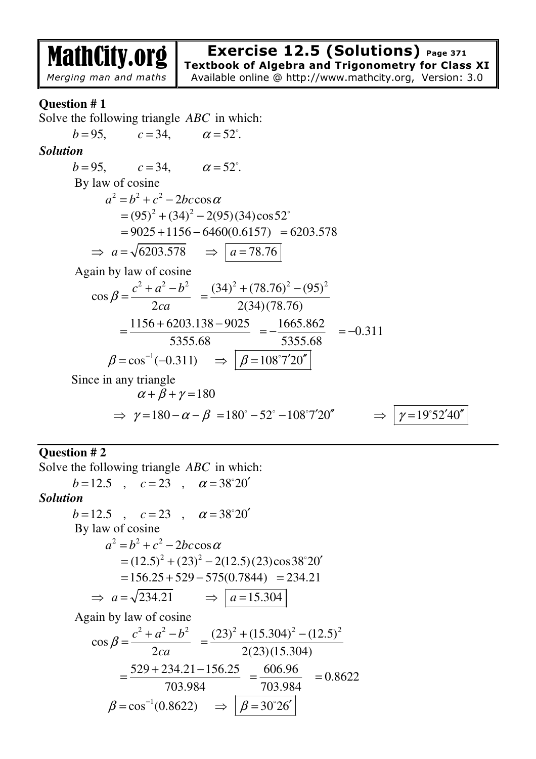# MathCity.org
*Merging man and maths*

## Exercise 12.5 (Solutions) Page 371

**Textbook of Algebra and Trigonometry for Class XI**

Available online @ http://www.mathcity.org, Version: 3.0

### Question # 1

Solve the following triangle $ABC$ in which:

$b=95, \quad c=34, \quad \alpha=52^\circ.$

***Solution***

$b=95, \quad c=34, \quad \alpha=52^\circ.$

By law of cosine

$$a^2=b^2+c^2-2bc\cos\alpha$$
$$=(95)^2+(34)^2-2(95)(34)\cos 52^\circ$$
$$=9025+1156-6460(0.6157) \quad =6203.578$$
$$\Rightarrow \; a=\sqrt{6203.578} \quad \Rightarrow \; \boxed{a=78.76}$$

Again by law of cosine

$$\cos\beta=\frac{c^2+a^2-b^2}{2ca} \quad =\frac{(34)^2+(78.76)^2-(95)^2}{2(34)(78.76)}$$
$$=\frac{1156+6203.138-9025}{5355.68} \quad =-\frac{1665.862}{5355.68} \quad =-0.311$$
$$\beta=\cos^{-1}(-0.311) \quad \Rightarrow \; \boxed{\beta=108^\circ 7' 20''}$$

Since in any triangle

$$\alpha+\beta+\gamma=180$$
$$\Rightarrow \; \gamma=180-\alpha-\beta \; =180^\circ-52^\circ-108^\circ 7' 20'' \qquad \Rightarrow \; \boxed{\gamma=19^\circ 52' 40''}$$

---

### Question # 2

Solve the following triangle $ABC$ in which:

$b=12.5 \quad , \quad c=23 \quad , \quad \alpha=38^\circ 20'$

***Solution***

$b=12.5 \quad , \quad c=23 \quad , \quad \alpha=38^\circ 20'$

By law of cosine

$$a^2=b^2+c^2-2bc\cos\alpha$$
$$=(12.5)^2+(23)^2-2(12.5)(23)\cos 38^\circ 20'$$
$$=156.25+529-575(0.7844) \quad =234.21$$
$$\Rightarrow \; a=\sqrt{234.21} \quad \Rightarrow \; \boxed{a=15.304}$$

Again by law of cosine

$$\cos\beta=\frac{c^2+a^2-b^2}{2ca} \quad =\frac{(23)^2+(15.304)^2-(12.5)^2}{2(23)(15.304)}$$
$$=\frac{529+234.21-156.25}{703.984} \quad =\frac{606.96}{703.984} \quad =0.8622$$
$$\beta=\cos^{-1}(0.8622) \quad \Rightarrow \; \boxed{\beta=30^\circ 26'}$$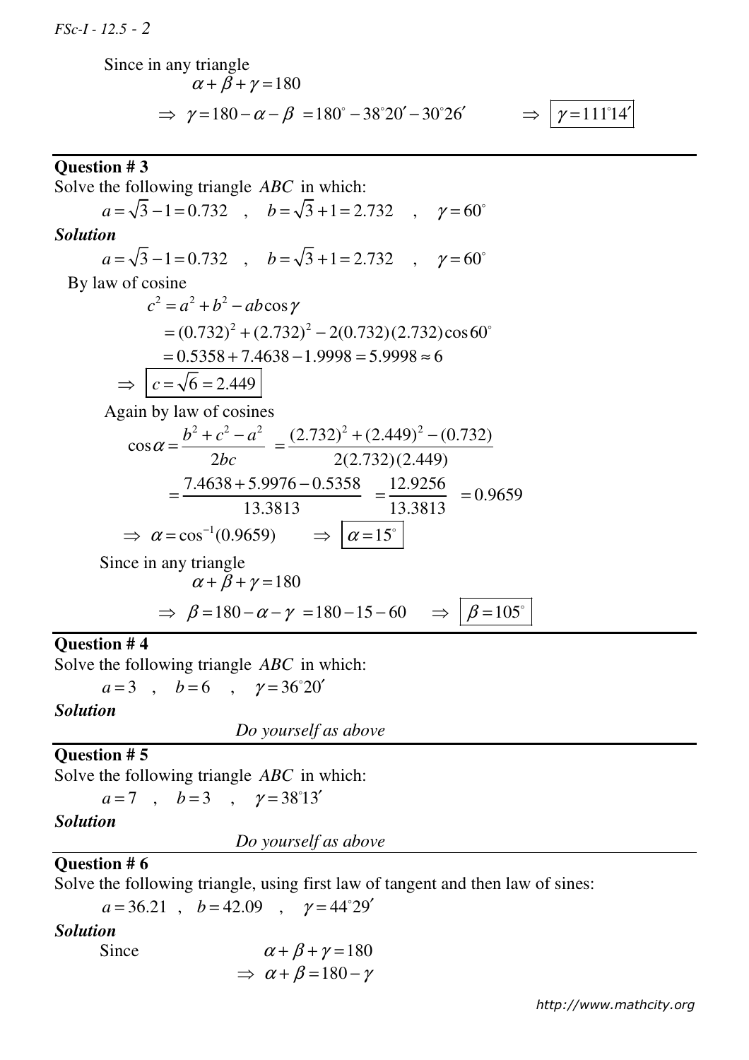Since in any triangle

$$\alpha+\beta+\gamma=180$$

$$\Rightarrow \ \gamma=180-\alpha-\beta \ =180^\circ-38^\circ20'-30^\circ26' \qquad \Rightarrow \ \boxed{\gamma=111^\circ14'}$$

---

**Question # 3**

Solve the following triangle $ABC$ in which:

$$a=\sqrt{3}-1=0.732 \quad , \quad b=\sqrt{3}+1=2.732 \quad , \quad \gamma=60^\circ$$

***Solution***

$$a=\sqrt{3}-1=0.732 \quad , \quad b=\sqrt{3}+1=2.732 \quad , \quad \gamma=60^\circ$$

By law of cosine

$$c^2=a^2+b^2-ab\cos\gamma$$

$$=(0.732)^2+(2.732)^2-2(0.732)(2.732)\cos 60^\circ$$

$$=0.5358+7.4638-1.9998=5.9998\approx 6$$

$$\Rightarrow \ \boxed{c=\sqrt{6}=2.449}$$

Again by law of cosines

$$\cos\alpha=\frac{b^2+c^2-a^2}{2bc} \ =\frac{(2.732)^2+(2.449)^2-(0.732)}{2(2.732)(2.449)}$$

$$=\frac{7.4638+5.9976-0.5358}{13.3813} \ =\frac{12.9256}{13.3813} \ =0.9659$$

$$\Rightarrow \ \alpha=\cos^{-1}(0.9659) \qquad \Rightarrow \ \boxed{\alpha=15^\circ}$$

Since in any triangle

$$\alpha+\beta+\gamma=180$$

$$\Rightarrow \ \beta=180-\alpha-\gamma \ =180-15-60 \quad \Rightarrow \ \boxed{\beta=105^\circ}$$

---

**Question # 4**

Solve the following triangle $ABC$ in which:

$$a=3 \quad , \quad b=6 \quad , \quad \gamma=36^\circ20'$$

***Solution***

*Do yourself as above*

---

**Question # 5**

Solve the following triangle $ABC$ in which:

$$a=7 \quad , \quad b=3 \quad , \quad \gamma=38^\circ13'$$

***Solution***

*Do yourself as above*

---

**Question # 6**

Solve the following triangle, using first law of tangent and then law of sines:

$$a=36.21 \quad , \quad b=42.09 \quad , \quad \gamma=44^\circ29'$$

***Solution***

Since $\qquad \alpha+\beta+\gamma=180$

$$\Rightarrow \ \alpha+\beta=180-\gamma$$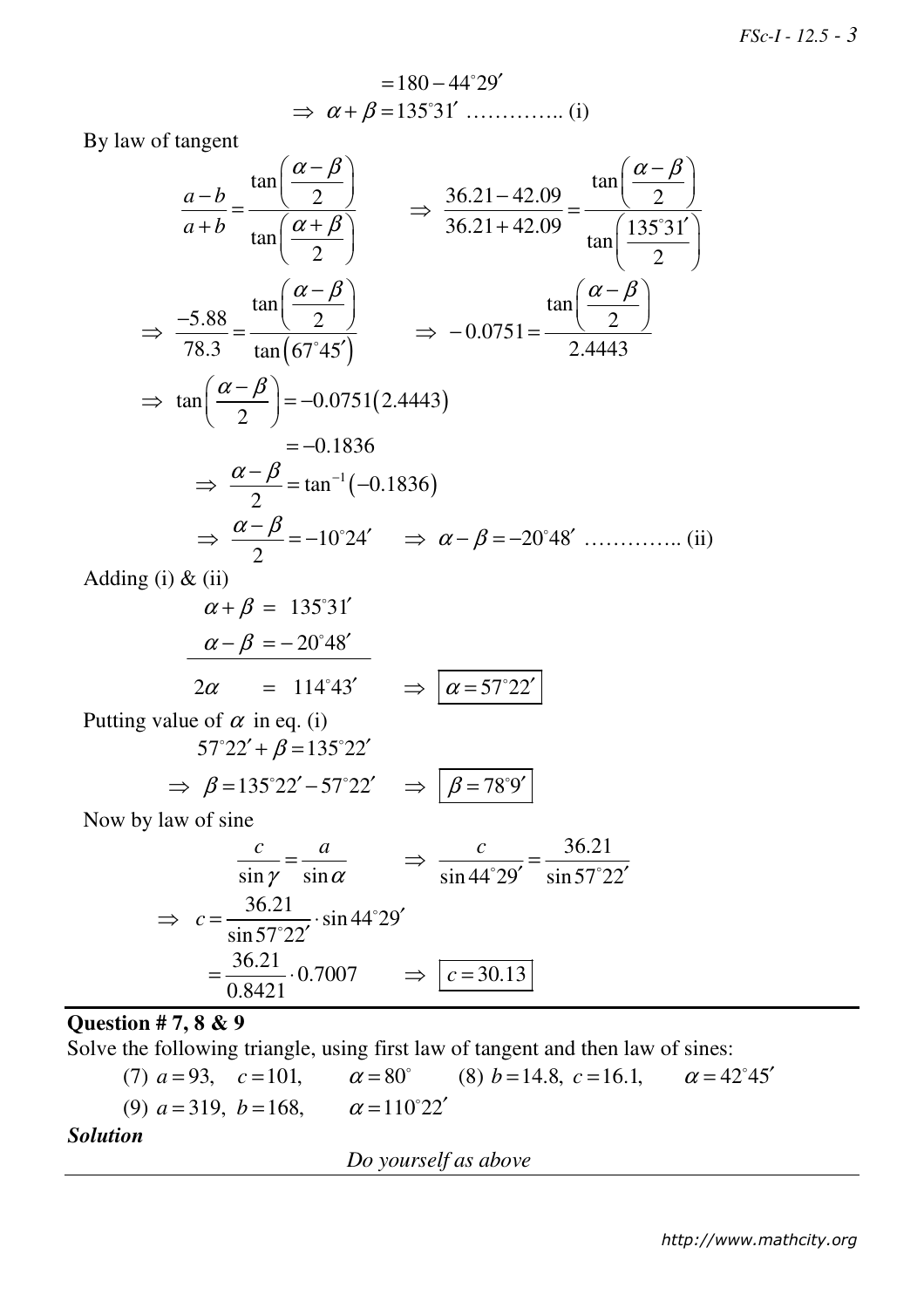$$= 180 - 44^\circ 29'$$

$$\Rightarrow \ \alpha + \beta = 135^\circ 31' \ \ldots\ldots\ldots\ldots.. \text{(i)}$$

By law of tangent

$$\frac{a-b}{a+b} = \frac{\tan\left(\frac{\alpha-\beta}{2}\right)}{\tan\left(\frac{\alpha+\beta}{2}\right)} \qquad \Rightarrow \ \frac{36.21 - 42.09}{36.21 + 42.09} = \frac{\tan\left(\frac{\alpha-\beta}{2}\right)}{\tan\left(\frac{135^\circ 31'}{2}\right)}$$

$$\Rightarrow \ \frac{-5.88}{78.3} = \frac{\tan\left(\frac{\alpha-\beta}{2}\right)}{\tan\left(67^\circ 45'\right)} \qquad \Rightarrow \ -0.0751 = \frac{\tan\left(\frac{\alpha-\beta}{2}\right)}{2.4443}$$

$$\Rightarrow \ \tan\left(\frac{\alpha-\beta}{2}\right) = -0.0751(2.4443)$$

$$= -0.1836$$

$$\Rightarrow \ \frac{\alpha-\beta}{2} = \tan^{-1}(-0.1836)$$

$$\Rightarrow \ \frac{\alpha-\beta}{2} = -10^\circ 24' \qquad \Rightarrow \ \alpha - \beta = -20^\circ 48' \ \ldots\ldots\ldots\ldots.. \text{(ii)}$$

Adding (i) & (ii)

$$\alpha + \beta = \ 135^\circ 31'$$

$$\alpha - \beta = -20^\circ 48'$$

$$2\alpha \quad = \ 114^\circ 43' \qquad \Rightarrow \ \boxed{\alpha = 57^\circ 22'}$$

Putting value of $\alpha$ in eq. (i)

$$57^\circ 22' + \beta = 135^\circ 22'$$

$$\Rightarrow \ \beta = 135^\circ 22' - 57^\circ 22' \qquad \Rightarrow \ \boxed{\beta = 78^\circ 9'}$$

Now by law of sine

$$\frac{c}{\sin\gamma} = \frac{a}{\sin\alpha} \qquad \Rightarrow \ \frac{c}{\sin 44^\circ 29'} = \frac{36.21}{\sin 57^\circ 22'}$$

$$\Rightarrow \ c = \frac{36.21}{\sin 57^\circ 22'} \cdot \sin 44^\circ 29'$$

$$= \frac{36.21}{0.8421} \cdot 0.7007 \qquad \Rightarrow \ \boxed{c = 30.13}$$

### Question # 7, 8 & 9

Solve the following triangle, using first law of tangent and then law of sines:

(7) $a = 93, \quad c = 101, \qquad \alpha = 80^\circ$ (8) $b = 14.8, \ c = 16.1, \qquad \alpha = 42^\circ 45'$

(9) $a = 319, \ b = 168, \qquad \alpha = 110^\circ 22'$

***Solution***

*Do yourself as above*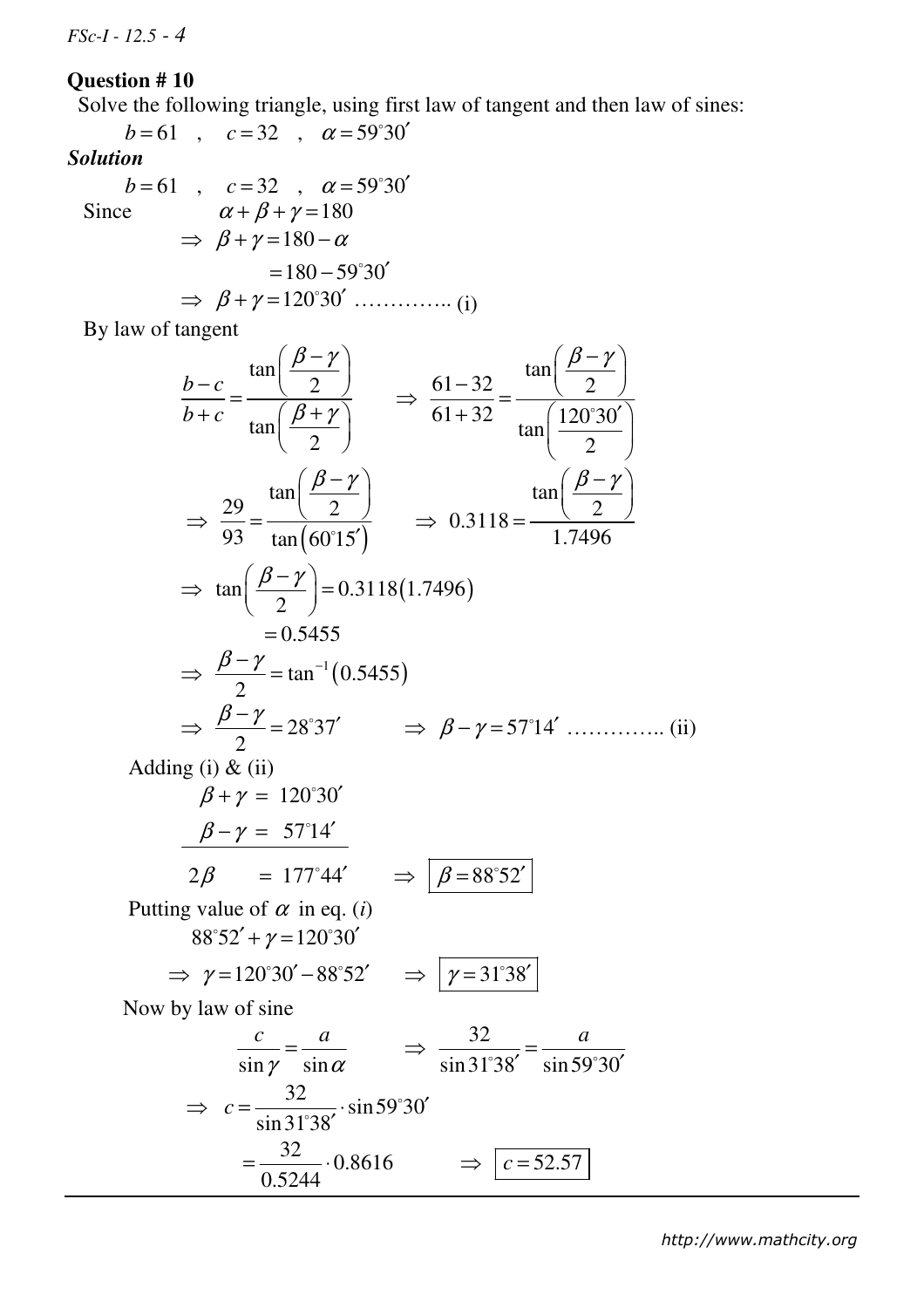**Question # 10**

Solve the following triangle, using first law of tangent and then law of sines:

$$b = 61 \quad , \quad c = 32 \quad , \quad \alpha = 59^\circ 30'$$

***Solution***

$$b = 61 \quad , \quad c = 32 \quad , \quad \alpha = 59^\circ 30'$$

Since $\quad \alpha + \beta + \gamma = 180$

$$\Rightarrow \; \beta + \gamma = 180 - \alpha$$

$$= 180 - 59^\circ 30'$$

$$\Rightarrow \; \beta + \gamma = 120^\circ 30' \; \ldots\ldots\ldots\ldots \text{(i)}$$

By law of tangent

$$\frac{b-c}{b+c} = \frac{\tan\left(\dfrac{\beta-\gamma}{2}\right)}{\tan\left(\dfrac{\beta+\gamma}{2}\right)} \qquad \Rightarrow \; \frac{61-32}{61+32} = \frac{\tan\left(\dfrac{\beta-\gamma}{2}\right)}{\tan\left(\dfrac{120^\circ 30'}{2}\right)}$$

$$\Rightarrow \; \frac{29}{93} = \frac{\tan\left(\dfrac{\beta-\gamma}{2}\right)}{\tan\left(60^\circ 15'\right)} \qquad \Rightarrow \; 0.3118 = \frac{\tan\left(\dfrac{\beta-\gamma}{2}\right)}{1.7496}$$

$$\Rightarrow \; \tan\left(\frac{\beta-\gamma}{2}\right) = 0.3118(1.7496)$$

$$= 0.5455$$

$$\Rightarrow \; \frac{\beta-\gamma}{2} = \tan^{-1}(0.5455)$$

$$\Rightarrow \; \frac{\beta-\gamma}{2} = 28^\circ 37' \qquad \Rightarrow \; \beta - \gamma = 57^\circ 14' \; \ldots\ldots\ldots\ldots \text{(ii)}$$

Adding (i) & (ii)

$$\beta + \gamma = 120^\circ 30'$$

$$\beta - \gamma = 57^\circ 14'$$

$$2\beta = 177^\circ 44' \qquad \Rightarrow \; \boxed{\beta = 88^\circ 52'}$$

Putting value of $\alpha$ in eq. (*i*)

$$88^\circ 52' + \gamma = 120^\circ 30'$$

$$\Rightarrow \; \gamma = 120^\circ 30' - 88^\circ 52' \qquad \Rightarrow \; \boxed{\gamma = 31^\circ 38'}$$

Now by law of sine

$$\frac{c}{\sin\gamma} = \frac{a}{\sin\alpha} \qquad \Rightarrow \; \frac{32}{\sin 31^\circ 38'} = \frac{a}{\sin 59^\circ 30'}$$

$$\Rightarrow \; c = \frac{32}{\sin 31^\circ 38'} \cdot \sin 59^\circ 30'$$

$$= \frac{32}{0.5244} \cdot 0.8616 \qquad \Rightarrow \; \boxed{c = 52.57}$$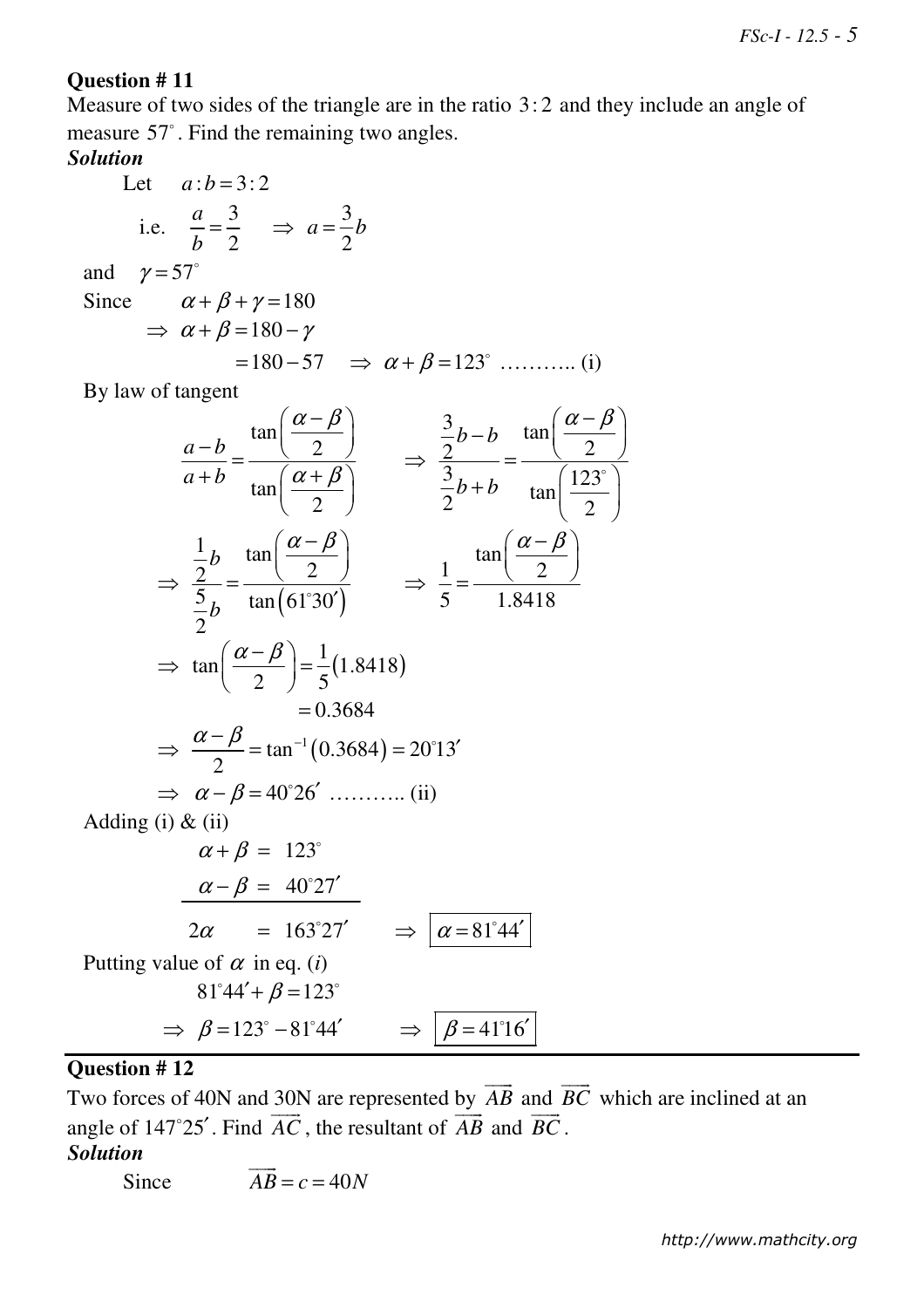**Question # 11**

Measure of two sides of the triangle are in the ratio $3:2$ and they include an angle of measure $57^\circ$. Find the remaining two angles.

***Solution***

Let $a:b=3:2$

i.e. $\dfrac{a}{b}=\dfrac{3}{2} \quad \Rightarrow \; a=\dfrac{3}{2}b$

and $\gamma=57^\circ$

Since $\alpha+\beta+\gamma=180$

$\Rightarrow \; \alpha+\beta=180-\gamma$

$=180-57 \quad \Rightarrow \; \alpha+\beta=123^\circ$ ……….. (i)

By law of tangent

$$\frac{a-b}{a+b}=\frac{\tan\left(\frac{\alpha-\beta}{2}\right)}{\tan\left(\frac{\alpha+\beta}{2}\right)} \qquad \Rightarrow \; \frac{\frac{3}{2}b-b}{\frac{3}{2}b+b}=\frac{\tan\left(\frac{\alpha-\beta}{2}\right)}{\tan\left(\frac{123^\circ}{2}\right)}$$

$$\Rightarrow \; \frac{\frac{1}{2}b}{\frac{5}{2}b}=\frac{\tan\left(\frac{\alpha-\beta}{2}\right)}{\tan\left(61^\circ 30'\right)} \qquad \Rightarrow \; \frac{1}{5}=\frac{\tan\left(\frac{\alpha-\beta}{2}\right)}{1.8418}$$

$$\Rightarrow \; \tan\left(\frac{\alpha-\beta}{2}\right)=\frac{1}{5}(1.8418)$$
$$=0.3684$$

$$\Rightarrow \; \frac{\alpha-\beta}{2}=\tan^{-1}(0.3684)=20^\circ 13'$$

$\Rightarrow \; \alpha-\beta=40^\circ 26'$ ……….. (ii)

Adding (i) & (ii)

$$\begin{aligned} \alpha+\beta &= 123^\circ \\ \alpha-\beta &= 40^\circ 27' \\ \hline 2\alpha &= 163^\circ 27' \end{aligned} \qquad \Rightarrow \; \boxed{\alpha=81^\circ 44'}$$

Putting value of $\alpha$ in eq. ($i$)

$81^\circ 44'+\beta=123^\circ$

$\Rightarrow \; \beta=123^\circ-81^\circ 44' \qquad \Rightarrow \; \boxed{\beta=41^\circ 16'}$

---

**Question # 12**

Two forces of 40N and 30N are represented by $\overrightarrow{AB}$ and $\overrightarrow{BC}$ which are inclined at an angle of $147^\circ 25'$. Find $\overrightarrow{AC}$, the resultant of $\overrightarrow{AB}$ and $\overrightarrow{BC}$.

***Solution***

Since $\quad \overrightarrow{AB}=c=40N$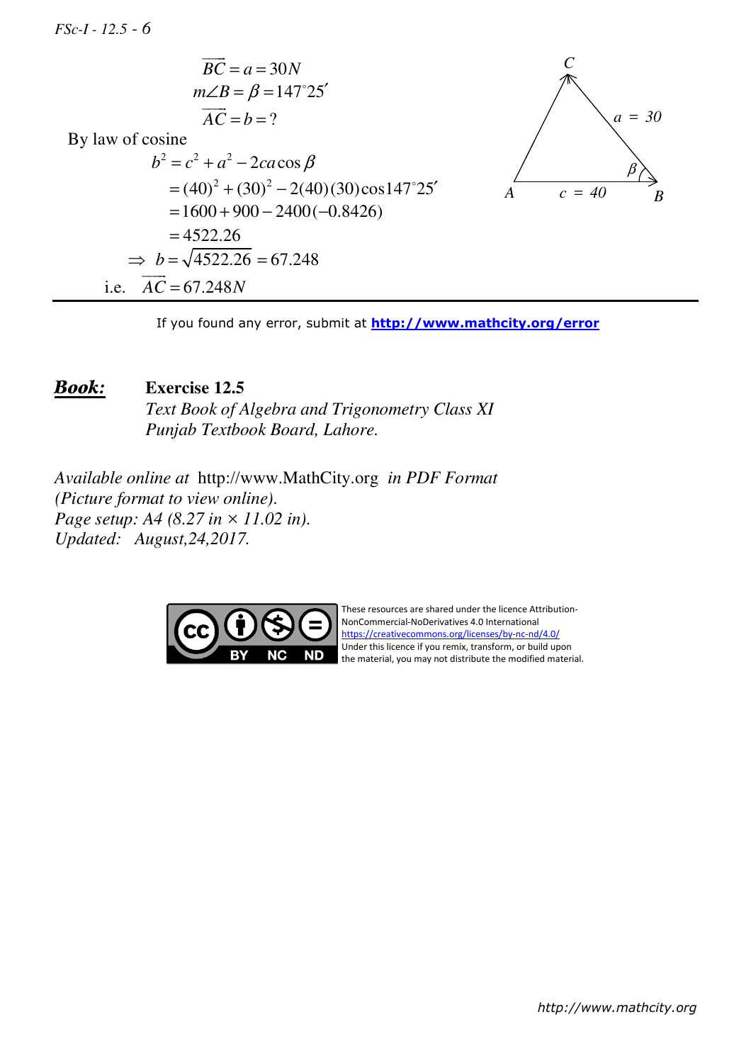$$\overrightarrow{BC} = a = 30N$$
$$m\angle B = \beta = 147^\circ 25'$$
$$\overrightarrow{AC} = b = ?$$

By law of cosine

$$b^2 = c^2 + a^2 - 2ca\cos\beta$$
$$= (40)^2 + (30)^2 - 2(40)(30)\cos 147^\circ 25'$$
$$= 1600 + 900 - 2400(-0.8426)$$
$$= 4522.26$$
$$\Rightarrow\ b = \sqrt{4522.26} = 67.248$$

i.e. $\overrightarrow{AC} = 67.248N$

C

$a = 30$

$\beta$

A $c = 40$ B

---

If you found any error, submit at **http://www.mathcity.org/error**

***Book:*** **Exercise 12.5**
*Text Book of Algebra and Trigonometry Class XI*
*Punjab Textbook Board, Lahore.*

*Available online at* http://www.MathCity.org *in PDF Format*
*(Picture format to view online).*
*Page setup: A4 (8.27 in × 11.02 in).*
*Updated: August,24,2017.*

These resources are shared under the licence Attribution-NonCommercial-NoDerivatives 4.0 International https://creativecommons.org/licenses/by-nc-nd/4.0/
Under this licence if you remix, transform, or build upon the material, you may not distribute the modified material.